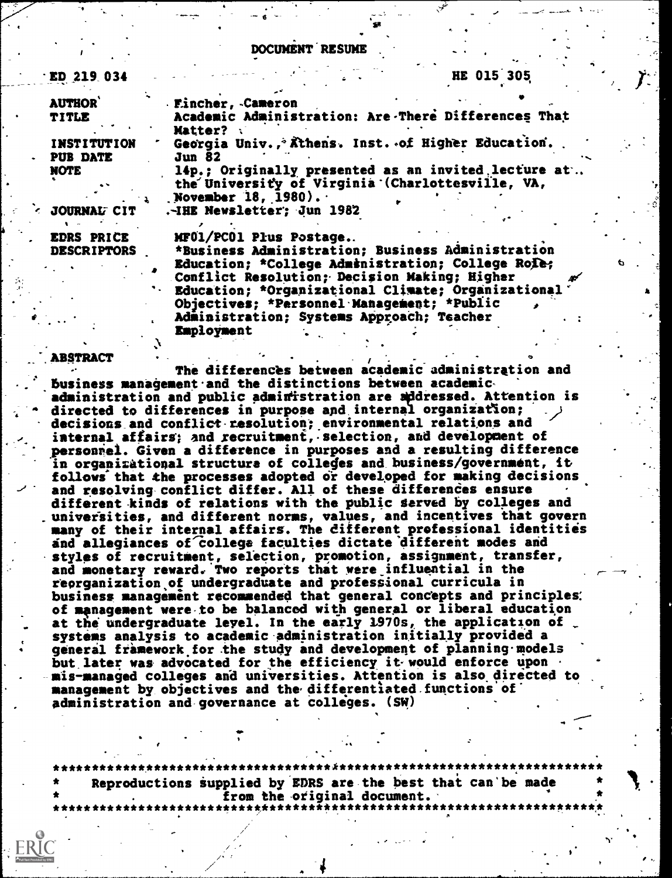# DOCUMENT RESUME

| | |
|---|---|
| ED 219 034 | HE 015 305 |
| AUTHOR | Fincher, Cameron |
| TITLE | Academic Administration: Are There Differences That Matter? |
| INSTITUTION | Georgia Univ., Athens. Inst. of Higher Education. |
| PUB DATE | Jun 82 |
| NOTE | 14p.; Originally presented as an invited lecture at the University of Virginia (Charlottesville, VA, November 18, 1980). |
| JOURNAL CIT | IHE Newsletter; Jun 1982 |
| EDRS PRICE | MF01/PC01 Plus Postage. |
| DESCRIPTORS | *Business Administration; Business Administration Education; *College Administration; College Role; Conflict Resolution; Decision Making; Higher Education; *Organizational Climate; Organizational Objectives; *Personnel Management; *Public Administration; Systems Approach; Teacher Employment |

## ABSTRACT

The differences between academic administration and business management and the distinctions between academic administration and public administration are addressed. Attention is directed to differences in purpose and internal organization; decisions and conflict resolution; environmental relations and internal affairs; and recruitment, selection, and development of personnel. Given a difference in purposes and a resulting difference in organizational structure of colleges and business/government, it follows that the processes adopted or developed for making decisions and resolving conflict differ. All of these differences ensure different kinds of relations with the public served by colleges and universities, and different norms, values, and incentives that govern many of their internal affairs. The different professional identities and allegiances of college faculties dictate different modes and styles of recruitment, selection, promotion, assignment, transfer, and monetary reward. Two reports that were influential in the reorganization of undergraduate and professional curricula in business management recommended that general concepts and principles of management were to be balanced with general or liberal education at the undergraduate level. In the early 1970s, the application of systems analysis to academic administration initially provided a general framework for the study and development of planning models but later was advocated for the efficiency it would enforce upon mis-managed colleges and universities. Attention is also directed to management by objectives and the differentiated functions of administration and governance at colleges. (SW)

***********************************************************************
* Reproductions supplied by EDRS are the best that can be made *
* from the original document. *
***********************************************************************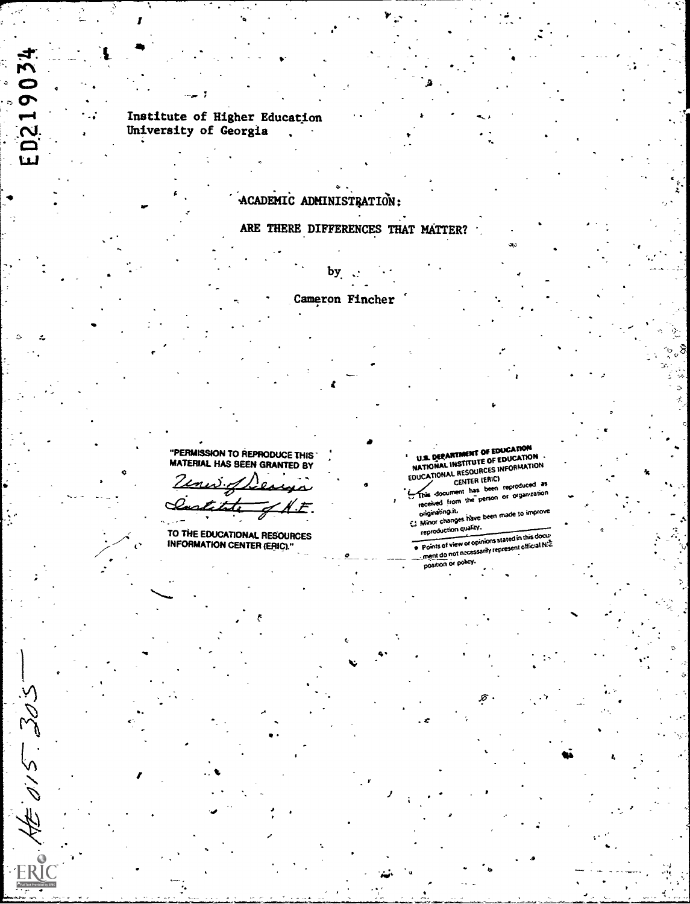ED219034

Institute of Higher Education
University of Georgia

# ACADEMIC ADMINISTRATION:

# ARE THERE DIFFERENCES THAT MATTER?

by

Cameron Fincher

"PERMISSION TO REPRODUCE THIS MATERIAL HAS BEEN GRANTED BY

Univ. of Georgia
Institute of H.E.

TO THE EDUCATIONAL RESOURCES INFORMATION CENTER (ERIC)."

U.S. DEPARTMENT OF EDUCATION
NATIONAL INSTITUTE OF EDUCATION
EDUCATIONAL RESOURCES INFORMATION CENTER (ERIC)

- This document has been reproduced as received from the person or organization originating it.
- Minor changes have been made to improve reproduction quality.
- Points of view or opinions stated in this document do not necessarily represent official NIE position or policy.

HE 015 305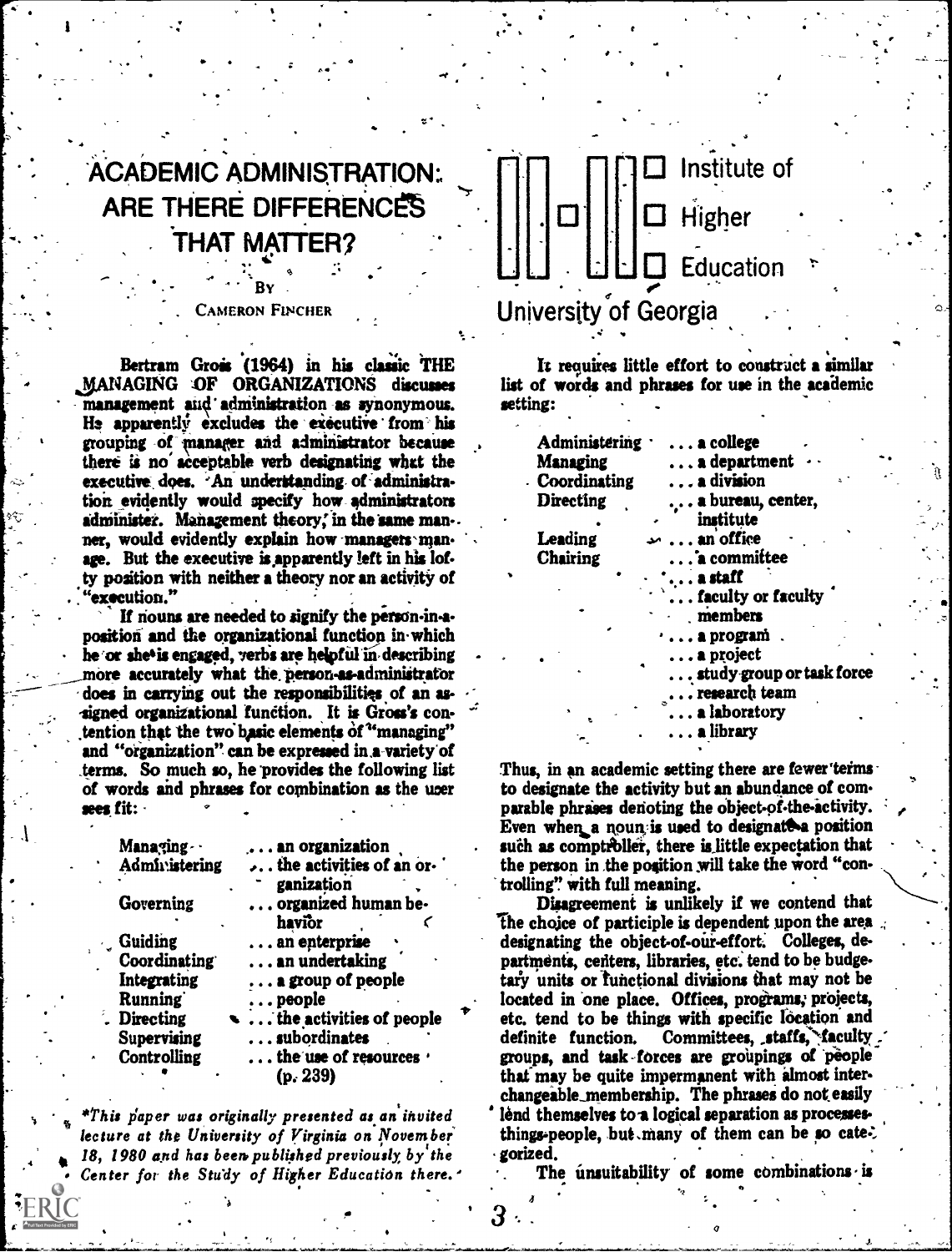# ACADEMIC ADMINISTRATION: ARE THERE DIFFERENCES THAT MATTER?

By

CAMERON FINCHER

Institute of Higher Education
University of Georgia

Bertram Gross (1964) in his classic THE MANAGING OF ORGANIZATIONS discusses management and administration as synonymous. He apparently excludes the executive from his grouping of manager and administrator because there is no acceptable verb designating what the executive does. An understanding of administration evidently would specify how administrators administer. Management theory, in the same manner, would evidently explain how managers manage. But the executive is apparently left in his lofty position with neither a theory nor an activity of "execution."

If nouns are needed to signify the person-in-a-position and the organizational function in which he or she is engaged, verbs are helpful in describing more accurately what the person-as-administrator does in carrying out the responsibilities of an assigned organizational function. It is Gross's contention that the two basic elements of "managing" and "organization" can be expressed in a variety of terms. So much so, he provides the following list of words and phrases for combination as the user sees fit:

| | |
|---|---|
| Managing | ... an organization |
| Administering | ... the activities of an organization |
| Governing | ... organized human behavior |
| Guiding | ... an enterprise |
| Coordinating | ... an undertaking |
| Integrating | ... a group of people |
| Running | ... people |
| Directing | ... the activities of people |
| Supervising | ... subordinates |
| Controlling | ... the use of resources (p. 239) |

It requires little effort to construct a similar list of words and phrases for use in the academic setting:

| | |
|---|---|
| Administering | ... a college |
| Managing | ... a department |
| Coordinating | ... a division |
| Directing | ... a bureau, center, institute |
| Leading | ... an office |
| Chairing | ... a committee |
| | ... a staff |
| | ... faculty or faculty members |
| | ... a program |
| | ... a project |
| | ... study group or task force |
| | ... research team |
| | ... a laboratory |
| | ... a library |

Thus, in an academic setting there are fewer terms to designate the activity but an abundance of comparable phrases denoting the object-of-the-activity. Even when a noun is used to designate a position such as comptroller, there is little expectation that the person in the position will take the word "controlling" with full meaning.

Disagreement is unlikely if we contend that the choice of participle is dependent upon the area designating the object-of-our-effort. Colleges, departments, centers, libraries, etc. tend to be budgetary units or functional divisions that may not be located in one place. Offices, programs, projects, etc. tend to be things with specific location and definite function. Committees, staffs, faculty groups, and task forces are groupings of people that may be quite impermanent with almost interchangeable membership. The phrases do not easily lend themselves to a logical separation as processes-things-people, but many of them can be so categorized.

The unsuitability of some combinations is

*This paper was originally presented as an invited lecture at the University of Virginia on November 18, 1980 and has been published previously by the Center for the Study of Higher Education there.*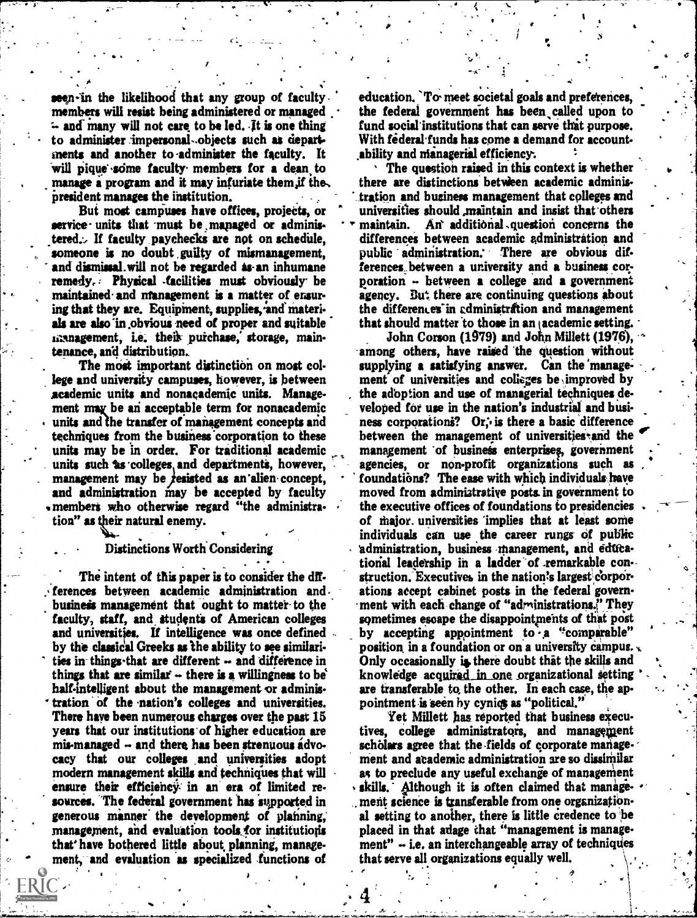seen in the likelihood that any group of faculty members will resist being administered or managed -- and many will not care to be led. It is one thing to administer impersonal objects such as departments and another to administer the faculty. It will pique some faculty members for a dean to manage a program and it may infuriate them if the president manages the institution.

But most campuses have offices, projects, or service units that must be managed or administered. If faculty paychecks are not on schedule, someone is no doubt guilty of mismanagement, and dismissal will not be regarded as an inhumane remedy. Physical facilities must obviously be maintained and management is a matter of ensuring that they are. Equipment, supplies, and materials are also in obvious need of proper and suitable management, i.e. their purchase, storage, maintenance, and distribution.

The most important distinction on most college and university campuses, however, is between academic units and nonacademic units. Management may be an acceptable term for nonacademic units and the transfer of management concepts and techniques from the business corporation to these units may be in order. For traditional academic units such as colleges and departments, however, management may be resisted as an alien concept, and administration may be accepted by faculty members who otherwise regard "the administration" as their natural enemy.

## Distinctions Worth Considering

The intent of this paper is to consider the differences between academic administration and business management that ought to matter to the faculty, staff, and students of American colleges and universities. If intelligence was once defined by the classical Greeks as the ability to see similarities in things that are different -- and difference in things that are similar -- there is a willingness to be half-intelligent about the management or administration of the nation's colleges and universities. There have been numerous charges over the past 15 years that our institutions of higher education are mis-managed -- and there has been strenuous advocacy that our colleges and universities adopt modern management skills and techniques that will ensure their efficiency in an era of limited resources. The federal government has supported in generous manner the development of planning, management, and evaluation tools for institutions that have bothered little about planning, management, and evaluation as specialized functions of education. To meet societal goals and preferences, the federal government has been called upon to fund social institutions that can serve that purpose. With federal funds has come a demand for accountability and managerial efficiency.

The question raised in this context is whether there are distinctions between academic administration and business management that colleges and universities should maintain and insist that others maintain. An additional question concerns the differences between academic administration and public administration. There are obvious differences between a university and a business corporation -- between a college and a government agency. But there are continuing questions about the differences in administration and management that should matter to those in an academic setting.

John Corson (1979) and John Millett (1976), among others, have raised the question without supplying a satisfying answer. Can the management of universities and colleges be improved by the adoption and use of managerial techniques developed for use in the nation's industrial and business corporations? Or, is there a basic difference between the management of universities and the management of business enterprises, government agencies, or non-profit organizations such as foundations? The ease with which individuals have moved from administrative posts in government to the executive offices of foundations to presidencies of major universities implies that at least some individuals can use the career rungs of public administration, business management, and educational leadership in a ladder of remarkable construction. Executives in the nation's largest corporations accept cabinet posts in the federal government with each change of "administrations." They sometimes escape the disappointments of that post by accepting appointment to a "comparable" position in a foundation or on a university campus. Only occasionally is there doubt that the skills and knowledge acquired in one organizational setting are transferable to the other. In each case, the appointment is seen by cynics as "political."

Yet Millett has reported that business executives, college administrators, and management scholars agree that the fields of corporate management and academic administration are so dissimilar as to preclude any useful exchange of management skills. Although it is often claimed that management science is transferable from one organizational setting to another, there is little credence to be placed in that adage that "management is management" -- i.e. an interchangeable array of techniques that serve all organizations equally well.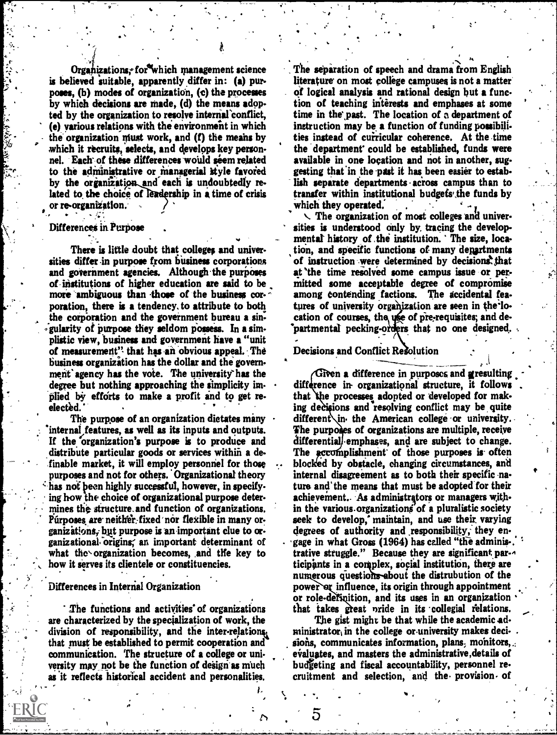Organizations, for which management science is believed suitable, apparently differ in: (a) purposes, (b) modes of organization, (c) the processes by which decisions are made, (d) the means adopted by the organization to resolve internal conflict, (e) various relations with the environment in which the organization must work, and (f) the means by which it recruits, selects, and develops key personnel. Each of these differences would seem related to the administrative or managerial style favored by the organization and each is undoubtedly related to the choice of leadership in a time of crisis or re-organization.

## Differences in Purpose

There is little doubt that colleges and universities differ in purpose from business corporations and government agencies. Although the purposes of institutions of higher education are said to be more ambiguous than those of the business corporation, there is a tendency to attribute to both the corporation and the government bureau a singularity of purpose they seldom possess. In a simplistic view, business and government have a "unit of measurement" that has an obvious appeal. The business organization has the dollar and the government agency has the vote. The university has the degree but nothing approaching the simplicity implied by efforts to make a profit and to get reelected.

The purpose of an organization dictates many internal features, as well as its inputs and outputs. If the organization's purpose is to produce and distribute particular goods or services within a definable market, it will employ personnel for those purposes and not for others. Organizational theory has not been highly successful, however, in specifying how the choice of organizational purpose determines the structure and function of organizations. Purposes are neither fixed nor flexible in many organizations, but purpose is an important clue to organizational origins, an important determinant of what the organization becomes, and the key to how it serves its clientele or constituencies.

## Differences in Internal Organization

The functions and activities of organizations are characterized by the specialization of work, the division of responsibility, and the inter-relations that must be established to permit cooperation and communication. The structure of a college or university may not be the function of design as much as it reflects historical accident and personalities. The separation of speech and drama from English literature on most college campuses is not a matter of logical analysis and rational design but a function of teaching interests and emphases at some time in the past. The location of a department of instruction may be a function of funding possibilities instead of curricular coherence. At the time the department could be established, funds were available in one location and not in another, suggesting that in the past it has been easier to establish separate departments across campus than to transfer within institutional budgets the funds by which they operated.

The organization of most colleges and universities is understood only by tracing the developmental history of the institution. The size, location, and specific functions of many departments of instruction were determined by decisions that at the time resolved some campus issue or permitted some acceptable degree of compromise among contending factions. The accidental features of university organization are seen in the location of courses, the use of pre-requisites, and departmental pecking-orders that no one designed.

## Decisions and Conflict Resolution

Given a difference in purposes and resulting difference in organizational structure, it follows that the processes adopted or developed for making decisions and resolving conflict may be quite different in the American college or university. The purposes of organizations are multiple, receive differential emphases, and are subject to change. The accomplishment of those purposes is often blocked by obstacle, changing circumstances, and internal disagreement as to both their specific nature and the means that must be adopted for their achievement. As administrators or managers within the various organizations of a pluralistic society seek to develop, maintain, and use their varying degrees of authority and responsibility, they engage in what Gross (1964) has called "the administrative struggle." Because they are significant participants in a complex, social institution, there are numerous questions about the distrubution of the power or influence, its origin through appointment or role-definition, and its uses in an organization that takes great pride in its collegial relations.

The gist might be that while the academic administrator in the college or university makes decisions, communicates information, plans, monitors, evaluates, and masters the administrative details of budgeting and fiscal accountability, personnel recruitment and selection, and the provision of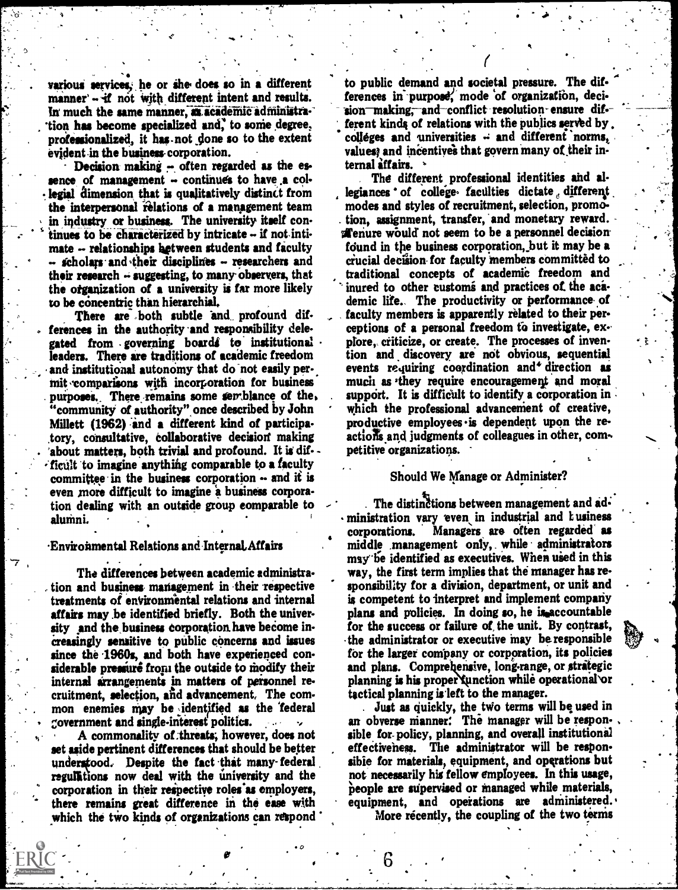various services, he or she does so in a different manner – if not with different intent and results. In much the same manner, as academic administration has become specialized and, to some degree, professionalized, it has not done so to the extent evident in the business corporation.

Decision making – often regarded as the essence of management – continues to have a collegial dimension that is qualitatively distinct from the interpersonal relations of a management team in industry or business. The university itself continues to be characterized by intricate – if not intimate – relationships between students and faculty – scholars and their disciplines – researchers and their research – suggesting, to many observers, that the organization of a university is far more likely to be concentric than hierarchial.

There are both subtle and profound differences in the authority and responsibility delegated from governing boards to institutional leaders. There are traditions of academic freedom and institutional autonomy that do not easily permit comparisons with incorporation for business purposes. There remains some semblance of the "community of authority" once described by John Millett (1962) and a different kind of participatory, consultative, collaborative decision making about matters, both trivial and profound. It is difficult to imagine anything comparable to a faculty committee in the business corporation – and it is even more difficult to imagine a business corporation dealing with an outside group comparable to alumni.

## Environmental Relations and Internal Affairs

The differences between academic administration and business management in their respective treatments of environmental relations and internal affairs may be identified briefly. Both the university and the business corporation have become increasingly sensitive to public concerns and issues since the 1960s, and both have experienced considerable pressure from the outside to modify their internal arrangements in matters of personnel recruitment, selection, and advancement. The common enemies may be identified as the federal government and single-interest politics.

A commonality of threats, however, does not set aside pertinent differences that should be better understood. Despite the fact that many federal regulations now deal with the university and the corporation in their respective roles as employers, there remains great difference in the ease with which the two kinds of organizations can respond to public demand and societal pressure. The differences in purpose, mode of organization, decision making, and conflict resolution ensure different kinds of relations with the publics served by colleges and universities – and different norms, values, and incentives that govern many of their internal affairs.

The different professional identities and allegiances of college faculties dictate different modes and styles of recruitment, selection, promotion, assignment, transfer, and monetary reward. Tenure would not seem to be a personnel decision found in the business corporation, but it may be a crucial decision for faculty members committed to traditional concepts of academic freedom and inured to other customs and practices of the academic life. The productivity or performance of faculty members is apparently related to their perceptions of a personal freedom to investigate, explore, criticize, or create. The processes of invention and discovery are not obvious, sequential events requiring coordination and direction as much as they require encouragement and moral support. It is difficult to identify a corporation in which the professional advancement of creative, productive employees is dependent upon the reactions and judgments of colleagues in other, competitive organizations.

## Should We Manage or Administer?

The distinctions between management and administration vary even in industrial and business corporations. Managers are often regarded as middle management only, while administrators may be identified as executives. When used in this way, the first term implies that the manager has responsibility for a division, department, or unit and is competent to interpret and implement company plans and policies. In doing so, he is accountable for the success or failure of the unit. By contrast, the administrator or executive may be responsible for the larger company or corporation, its policies and plans. Comprehensive, long-range, or strategic planning is his proper function while operational or tactical planning is left to the manager.

Just as quickly, the two terms will be used in an obverse manner: The manager will be responsible for policy, planning, and overall institutional effectiveness. The administrator will be responsible for materials, equipment, and operations but not necessarily his fellow employees. In this usage, people are supervised or managed while materials, equipment, and operations are administered.

More recently, the coupling of the two terms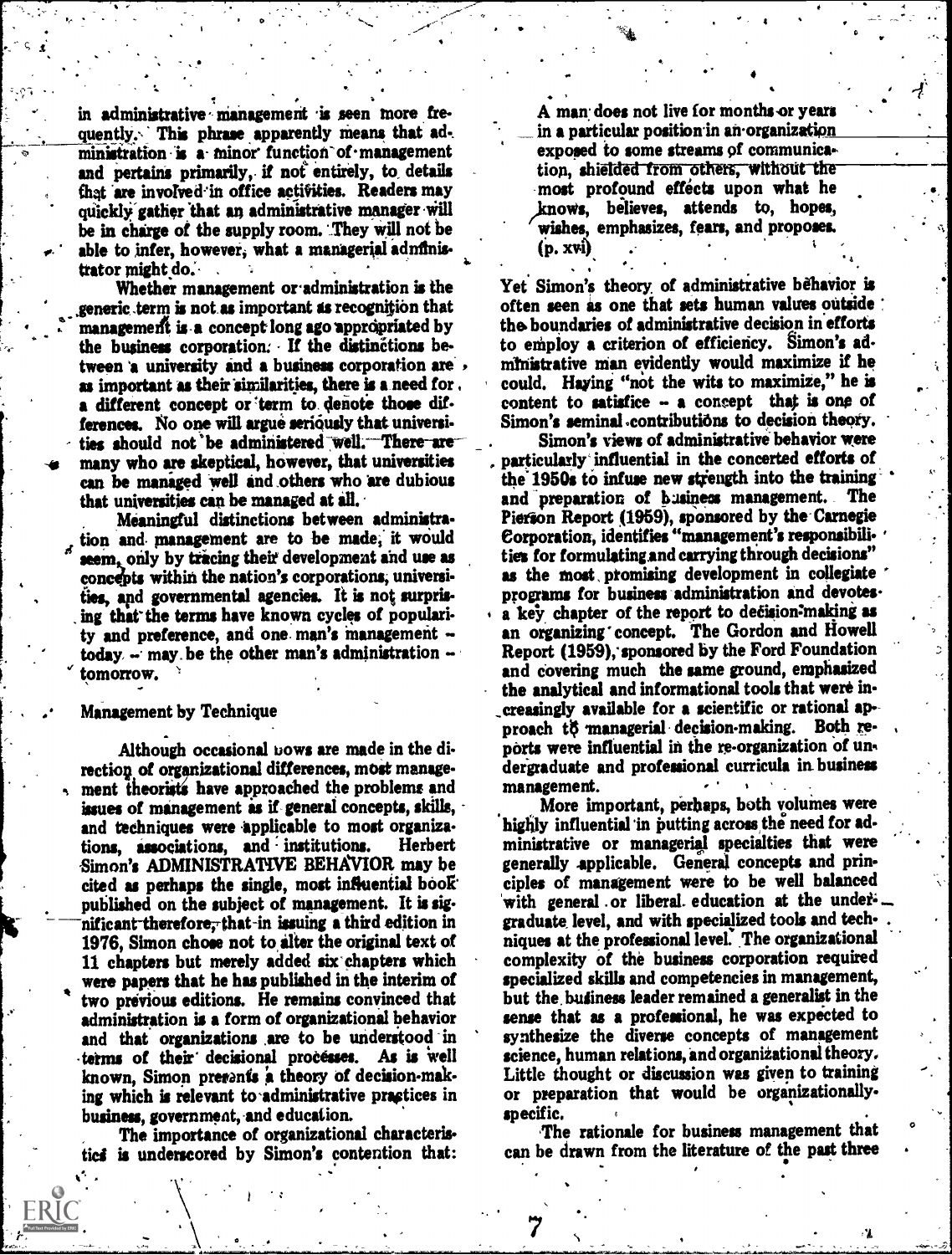in administrative management is seen more frequently. This phrase apparently means that administration is a minor function of management and pertains primarily, if not entirely, to details that are involved in office activities. Readers may quickly gather that an administrative manager will be in charge of the supply room. They will not be able to infer, however, what a managerial administrator might do.

Whether management or administration is the generic term is not as important as recognition that management is a concept long ago appropriated by the business corporation. If the distinctions between a university and a business corporation are as important as their similarities, there is a need for a different concept or term to denote those differences. No one will argue seriously that universities should not be administered well. There are many who are skeptical, however, that universities can be managed well and others who are dubious that universities can be managed at all.

Meaningful distinctions between administration and management are to be made, it would seem, only by tracing their development and use as concepts within the nation's corporations, universities, and governmental agencies. It is not surprising that the terms have known cycles of popularity and preference, and one man's management – today – may be the other man's administration – tomorrow.

## Management by Technique

Although occasional bows are made in the direction of organizational differences, most management theorists have approached the problems and issues of management as if general concepts, skills, and techniques were applicable to most organizations, associations, and institutions. Herbert Simon's ADMINISTRATIVE BEHAVIOR may be cited as perhaps the single, most influential book published on the subject of management. It is significant therefore, that in issuing a third edition in 1976, Simon chose not to alter the original text of 11 chapters but merely added six chapters which were papers that he has published in the interim of two previous editions. He remains convinced that administration is a form of organizational behavior and that organizations are to be understood in terms of their decisional processes. As is well known, Simon presents a theory of decision-making which is relevant to administrative practices in business, government, and education.

The importance of organizational characteristics is underscored by Simon's contention that:

> A man does not live for months or years in a particular position in an organization exposed to some streams of communication, shielded from others, without the most profound effects upon what he knows, believes, attends to, hopes, wishes, emphasizes, fears, and proposes. (p. xvi)

Yet Simon's theory of administrative behavior is often seen as one that sets human values outside the boundaries of administrative decision in efforts to employ a criterion of efficiency. Simon's administrative man evidently would maximize if he could. Having "not the wits to maximize," he is content to satisfice – a concept that is one of Simon's seminal contributions to decision theory.

Simon's views of administrative behavior were particularly influential in the concerted efforts of the 1950s to infuse new strength into the training and preparation of business management. The Pierson Report (1959), sponsored by the Carnegie Corporation, identifies "management's responsibilities for formulating and carrying through decisions" as the most promising development in collegiate programs for business administration and devotes a key chapter of the report to decision-making as an organizing concept. The Gordon and Howell Report (1959), sponsored by the Ford Foundation and covering much the same ground, emphasized the analytical and informational tools that were increasingly available for a scientific or rational approach to managerial decision-making. Both reports were influential in the re-organization of undergraduate and professional curricula in business management.

More important, perhaps, both volumes were highly influential in putting across the need for administrative or managerial specialties that were generally applicable. General concepts and principles of management were to be well balanced with general or liberal education at the undergraduate level, and with specialized tools and techniques at the professional level. The organizational complexity of the business corporation required specialized skills and competencies in management, but the business leader remained a generalist in the sense that as a professional, he was expected to synthesize the diverse concepts of management science, human relations, and organizational theory. Little thought or discussion was given to training or preparation that would be organizationally-specific.

The rationale for business management that can be drawn from the literature of the past three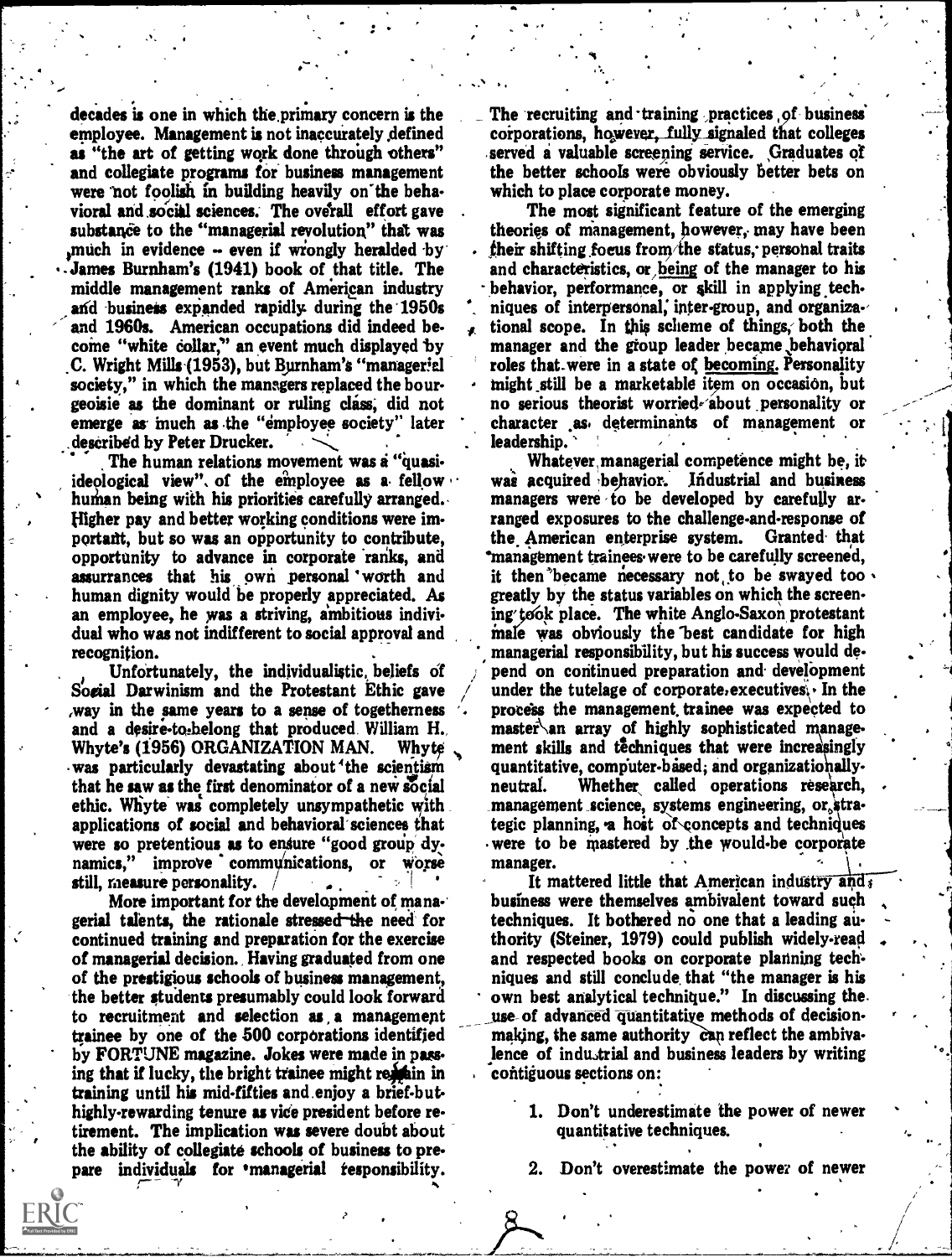decades is one in which the primary concern is the employee. Management is not inaccurately defined as "the art of getting work done through others" and collegiate programs for business management were not foolish in building heavily on the behavioral and social sciences. The overall effort gave substance to the "managerial revolution" that was much in evidence -- even if wrongly heralded by James Burnham's (1941) book of that title. The middle management ranks of American industry and business expanded rapidly during the 1950s and 1960s. American occupations did indeed become "white collar," an event much displayed by C. Wright Mills (1953), but Burnham's "managerial society," in which the managers replaced the bourgeoisie as the dominant or ruling class, did not emerge as much as the "employee society" later described by Peter Drucker.

The human relations movement was a "quasi-ideological view" of the employee as a fellow human being with his priorities carefully arranged. Higher pay and better working conditions were important, but so was an opportunity to contribute, opportunity to advance in corporate ranks, and assurrances that his own personal worth and human dignity would be properly appreciated. As an employee, he was a striving, ambitious individual who was not indifferent to social approval and recognition.

Unfortunately, the individualistic beliefs of Social Darwinism and the Protestant Ethic gave way in the same years to a sense of togetherness and a desire-to-belong that produced William H. Whyte's (1956) ORGANIZATION MAN. Whyte was particularly devastating about the scientism that he saw as the first denominator of a new social ethic. Whyte was completely unsympathetic with applications of social and behavioral sciences that were so pretentious as to ensure "good group dynamics," improve communications, or worse still, measure personality.

More important for the development of managerial talents, the rationale stressed the need for continued training and preparation for the exercise of managerial decision. Having graduated from one of the prestigious schools of business management, the better students presumably could look forward to recruitment and selection as a management trainee by one of the 500 corporations identified by FORTUNE magazine. Jokes were made in passing that if lucky, the bright trainee might remain in training until his mid-fifties and enjoy a brief-but-highly-rewarding tenure as vice president before retirement. The implication was severe doubt about the ability of collegiate schools of business to prepare individuals for managerial responsibility.

The recruiting and training practices of business corporations, however, fully signaled that colleges served a valuable screening service. Graduates of the better schools were obviously better bets on which to place corporate money.

The most significant feature of the emerging theories of management, however, may have been their shifting focus from the status, personal traits and characteristics, or being of the manager to his behavior, performance, or skill in applying techniques of interpersonal, inter-group, and organizational scope. In this scheme of things, both the manager and the group leader became behavioral roles that were in a state of becoming. Personality might still be a marketable item on occasion, but no serious theorist worried about personality or character as determinants of management or leadership.

Whatever managerial competence might be, it was acquired behavior. Industrial and business managers were to be developed by carefully arranged exposures to the challenge-and-response of the American enterprise system. Granted that management trainees were to be carefully screened, it then became necessary not to be swayed too greatly by the status variables on which the screening took place. The white Anglo-Saxon protestant male was obviously the best candidate for high managerial responsibility, but his success would depend on continued preparation and development under the tutelage of corporate executives. In the process the management trainee was expected to master an array of highly sophisticated management skills and techniques that were increasingly quantitative, computer-based, and organizationally-neutral. Whether called operations research, management science, systems engineering, or strategic planning, a host of concepts and techniques were to be mastered by the would-be corporate manager.

It mattered little that American industry and business were themselves ambivalent toward such techniques. It bothered no one that a leading authority (Steiner, 1979) could publish widely-read and respected books on corporate planning techniques and still conclude that "the manager is his own best analytical technique." In discussing the use of advanced quantitative methods of decision-making, the same authority can reflect the ambivalence of industrial and business leaders by writing contiguous sections on:

1. Don't underestimate the power of newer quantitative techniques.

2. Don't overestimate the power of newer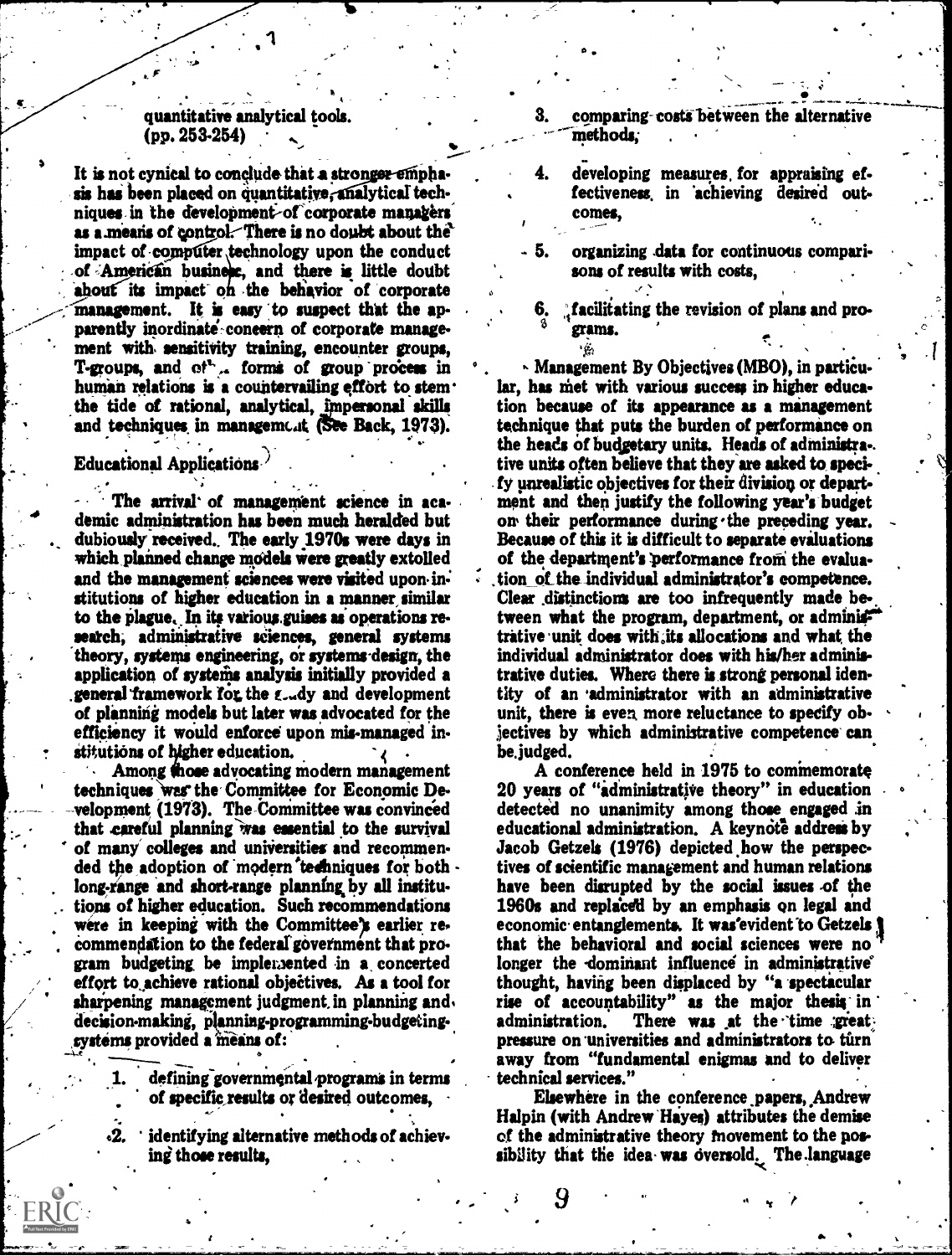quantitative analytical tools.
(pp. 253-254)

It is not cynical to conclude that a stronger emphasis has been placed on quantitative, analytical techniques in the development of corporate managers as a means of control. There is no doubt about the impact of computer technology upon the conduct of American business, and there is little doubt about its impact on the behavior of corporate management. It is easy to suspect that the apparently inordinate concern of corporate management with sensitivity training, encounter groups, T-groups, and other forms of group process in human relations is a countervailing effort to stem the tide of rational, analytical, impersonal skills and techniques in management (See Back, 1973).

## Educational Applications

The arrival of management science in academic administration has been much heralded but dubiously received. The early 1970s were days in which planned change models were greatly extolled and the management sciences were visited upon institutions of higher education in a manner similar to the plague. In its various guises as operations research, administrative sciences, general systems theory, systems engineering, or systems design, the application of systems analysis initially provided a general framework for the study and development of planning models but later was advocated for the efficiency it would enforce upon mis-managed institutions of higher education.

Among those advocating modern management techniques was the Committee for Economic Development (1973). The Committee was convinced that careful planning was essential to the survival of many colleges and universities and recommended the adoption of modern techniques for both long-range and short-range planning by all institutions of higher education. Such recommendations were in keeping with the Committee's earlier recommendation to the federal government that program budgeting be implemented in a concerted effort to achieve rational objectives. As a tool for sharpening management judgment in planning and decision-making, planning-programming-budgeting-systems provided a means of:

1. defining governmental programs in terms of specific results or desired outcomes,
2. identifying alternative methods of achieving those results,
3. comparing costs between the alternative methods,
4. developing measures for appraising effectiveness in achieving desired outcomes,
5. organizing data for continuous comparisons of results with costs,
6. facilitating the revision of plans and programs.

Management By Objectives (MBO), in particular, has met with various success in higher education because of its appearance as a management technique that puts the burden of performance on the heads of budgetary units. Heads of administrative units often believe that they are asked to specify unrealistic objectives for their division or department and then justify the following year's budget on their performance during the preceding year. Because of this it is difficult to separate evaluations of the department's performance from the evaluation of the individual administrator's competence. Clear distinctions are too infrequently made between what the program, department, or administrative unit does with its allocations and what the individual administrator does with his/her administrative duties. Where there is strong personal identity of an administrator with an administrative unit, there is even more reluctance to specify objectives by which administrative competence can be judged.

A conference held in 1975 to commemorate 20 years of "administrative theory" in education detected no unanimity among those engaged in educational administration. A keynote address by Jacob Getzels (1976) depicted how the perspectives of scientific management and human relations have been disrupted by the social issues of the 1960s and replaced by an emphasis on legal and economic entanglements. It was evident to Getzels that the behavioral and social sciences were no longer the dominant influence in administrative thought, having been displaced by "a spectacular rise of accountability" as the major thesis in administration. There was at the time great pressure on universities and administrators to turn away from "fundamental enigmas and to deliver technical services."

Elsewhere in the conference papers, Andrew Halpin (with Andrew Hayes) attributes the demise of the administrative theory movement to the possibility that the idea was oversold. The language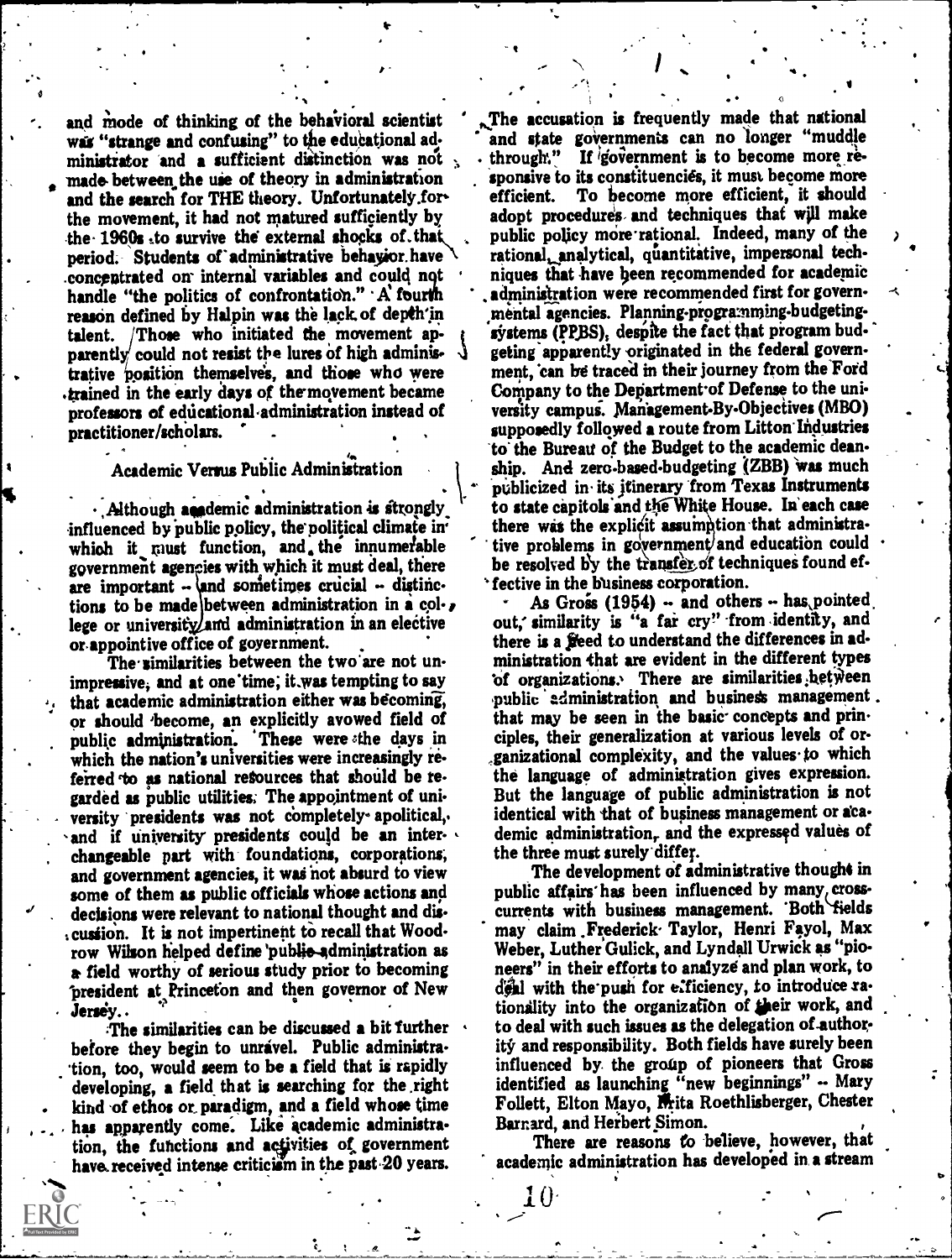and mode of thinking of the behavioral scientist was "strange and confusing" to the educational administrator and a sufficient distinction was not made between the use of theory in administration and the search for THE theory. Unfortunately for the movement, it had not matured sufficiently by the 1960s to survive the external shocks of that period. Students of administrative behavior have concentrated on internal variables and could not handle "the politics of confrontation." A fourth reason defined by Halpin was the lack of depth in talent. Those who initiated the movement apparently could not resist the lures of high administrative position themselves, and those who were trained in the early days of the movement became professors of educational administration instead of practitioner/scholars.

## Academic Versus Public Administration

Although academic administration is strongly influenced by public policy, the political climate in which it must function, and the innumerable government agencies with which it must deal, there are important -- and sometimes crucial -- distinctions to be made between administration in a college or university and administration in an elective or appointive office of government.

The similarities between the two are not unimpressive, and at one time, it was tempting to say that academic administration either was becoming, or should become, an explicitly avowed field of public administration. These were the days in which the nation's universities were increasingly referred to as national resources that should be regarded as public utilities. The appointment of university presidents was not completely apolitical, and if university presidents could be an interchangeable part with foundations, corporations, and government agencies, it was not absurd to view some of them as public officials whose actions and decisions were relevant to national thought and discussion. It is not impertinent to recall that Woodrow Wilson helped define public administration as a field worthy of serious study prior to becoming president at Princeton and then governor of New Jersey.

The similarities can be discussed a bit further before they begin to unravel. Public administration, too, would seem to be a field that is rapidly developing, a field that is searching for the right kind of ethos or paradigm, and a field whose time has apparently come. Like academic administration, the functions and activities of government have received intense criticism in the past 20 years. The accusation is frequently made that national and state governments can no longer "muddle through." If government is to become more responsive to its constituencies, it must become more efficient. To become more efficient, it should adopt procedures and techniques that will make public policy more rational. Indeed, many of the rational, analytical, quantitative, impersonal techniques that have been recommended for academic administration were recommended first for governmental agencies. Planning-programming-budgeting-systems (PPBS), despite the fact that program budgeting apparently originated in the federal government, can be traced in their journey from the Ford Company to the Department of Defense to the university campus. Management-By-Objectives (MBO) supposedly followed a route from Litton Industries to the Bureau of the Budget to the academic deanship. And zero-based-budgeting (ZBB) was much publicized in its itinerary from Texas Instruments to state capitols and the White House. In each case there was the explicit assumption that administrative problems in government and education could be resolved by the transfer of techniques found effective in the business corporation.

As Gross (1954) -- and others -- has pointed out, similarity is "a far cry" from identity, and there is a need to understand the differences in administration that are evident in the different types of organizations. There are similarities between public administration and business management that may be seen in the basic concepts and principles, their generalization at various levels of organizational complexity, and the values to which the language of administration gives expression. But the language of public administration is not identical with that of business management or academic administration, and the expressed values of the three must surely differ.

The development of administrative thought in public affairs has been influenced by many cross-currents with business management. Both fields may claim Frederick Taylor, Henri Fayol, Max Weber, Luther Gulick, and Lyndall Urwick as "pioneers" in their efforts to analyze and plan work, to deal with the push for efficiency, to introduce rationality into the organization of their work, and to deal with such issues as the delegation of authority and responsibility. Both fields have surely been influenced by the group of pioneers that Gross identified as launching "new beginnings" -- Mary Follett, Elton Mayo, Fritz Roethlisberger, Chester Barnard, and Herbert Simon.

There are reasons to believe, however, that academic administration has developed in a stream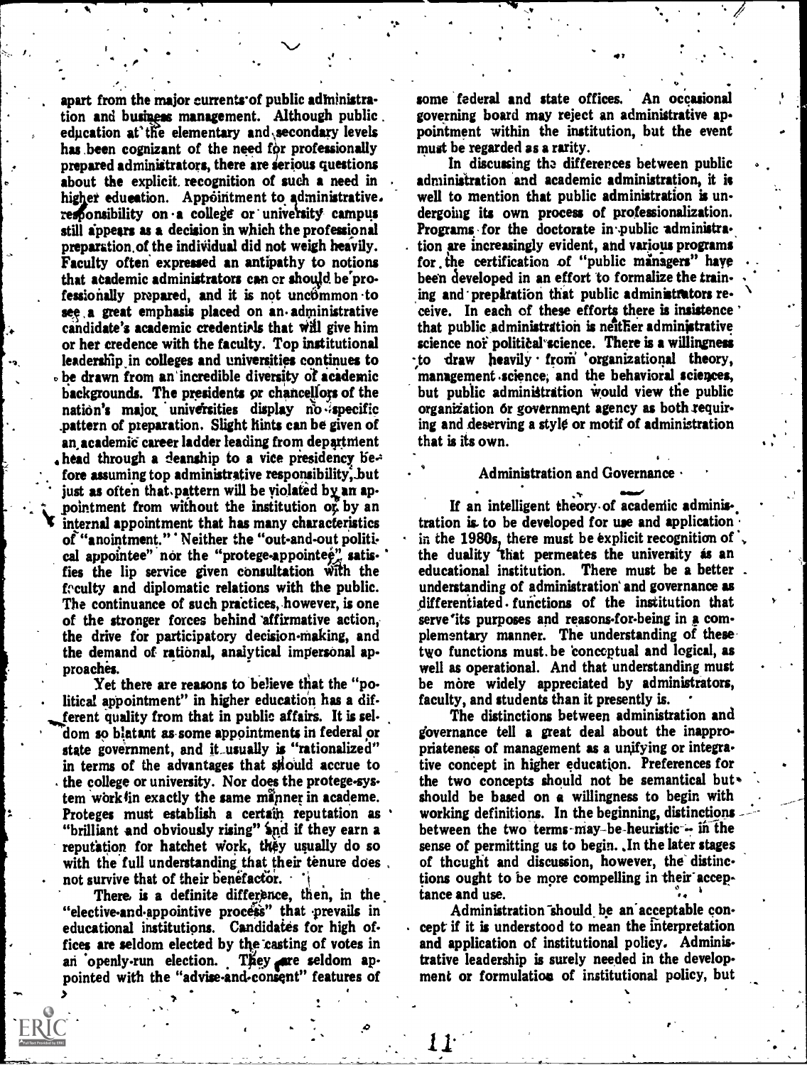apart from the major currents of public administration and business management. Although public education at the elementary and secondary levels has been cognizant of the need for professionally prepared administrators, there are serious questions about the explicit recognition of such a need in higher education. Appointment to administrative responsibility on a college or university campus still appears as a decision in which the professional preparation of the individual did not weigh heavily. Faculty often expressed an antipathy to notions that academic administrators can or should be professionally prepared, and it is not uncommon to see a great emphasis placed on an administrative candidate's academic credentials that will give him or her credence with the faculty. Top institutional leadership in colleges and universities continues to be drawn from an incredible diversity of academic backgrounds. The presidents or chancellors of the nation's major universities display no specific pattern of preparation. Slight hints can be given of an academic career ladder leading from department head through a deanship to a vice presidency before assuming top administrative responsibility, but just as often that pattern will be violated by an appointment from without the institution or by an internal appointment that has many characteristics of "anointment." Neither the "out-and-out political appointee" nor the "protege-appointee" satisfies the lip service given consultation with the faculty and diplomatic relations with the public. The continuance of such practices, however, is one of the stronger forces behind affirmative action, the drive for participatory decision-making, and the demand of rational, analytical impersonal approaches.

Yet there are reasons to believe that the "political appointment" in higher education has a different quality from that in public affairs. It is seldom so blatant as some appointments in federal or state government, and it usually is "rationalized" in terms of the advantages that should accrue to the college or university. Nor does the protege-system work in exactly the same manner in academe. Proteges must establish a certain reputation as "brilliant and obviously rising" and if they earn a reputation for hatchet work, they usually do so with the full understanding that their tenure does not survive that of their benefactor.

There is a definite difference, then, in the "elective-and-appointive process" that prevails in educational institutions. Candidates for high offices are seldom elected by the casting of votes in an openly-run election. They are seldom appointed with the "advise-and-consent" features of some federal and state offices. An occasional governing board may reject an administrative appointment within the institution, but the event must be regarded as a rarity.

In discussing the differences between public administration and academic administration, it is well to mention that public administration is undergoing its own process of professionalization. Programs for the doctorate in public administration are increasingly evident, and various programs for the certification of "public managers" have been developed in an effort to formalize the training and preparation that public administrators receive. In each of these efforts there is insistence that public administration is neither administrative science nor political science. There is a willingness to draw heavily from organizational theory, management science, and the behavioral sciences, but public administration would view the public organization or government agency as both requiring and deserving a style or motif of administration that is its own.

## Administration and Governance

If an intelligent theory of academic administration is to be developed for use and application in the 1980s, there must be explicit recognition of the duality that permeates the university as an educational institution. There must be a better understanding of administration and governance as differentiated functions of the institution that serve its purposes and reasons-for-being in a complementary manner. The understanding of these two functions must be conceptual and logical, as well as operational. And that understanding must be more widely appreciated by administrators, faculty, and students than it presently is.

The distinctions between administration and governance tell a great deal about the inappropriateness of management as a unifying or integrative concept in higher education. Preferences for the two concepts should not be semantical but should be based on a willingness to begin with working definitions. In the beginning, distinctions between the two terms may be heuristic — in the sense of permitting us to begin. In the later stages of thought and discussion, however, the distinctions ought to be more compelling in their acceptance and use.

Administration should be an acceptable concept if it is understood to mean the interpretation and application of institutional policy. Administrative leadership is surely needed in the development or formulation of institutional policy, but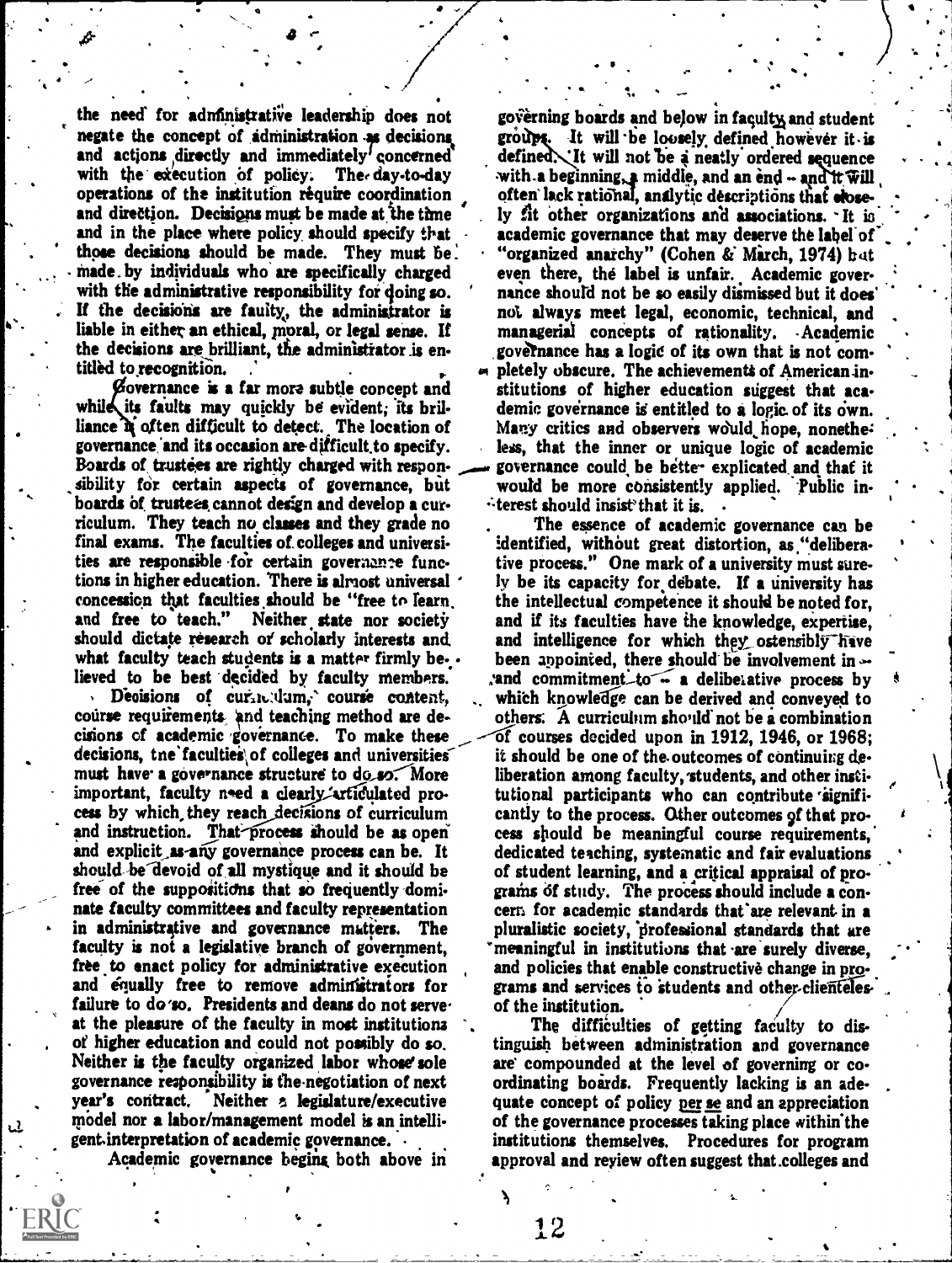the need for administrative leadership does not negate the concept of administration as decisions and actions directly and immediately concerned with the execution of policy. The day-to-day operations of the institution require coordination and direction. Decisions must be made at the time and in the place where policy should specify that those decisions should be made. They must be made by individuals who are specifically charged with the administrative responsibility for doing so. If the decisions are faulty, the administrator is liable in either an ethical, moral, or legal sense. If the decisions are brilliant, the administrator is entitled to recognition.

Governance is a far more subtle concept and while its faults may quickly be evident, its brilliance is often difficult to detect. The location of governance and its occasion are difficult to specify. Boards of trustees are rightly charged with responsibility for certain aspects of governance, but boards of trustees cannot design and develop a curriculum. They teach no classes and they grade no final exams. The faculties of colleges and universities are responsible for certain governance functions in higher education. There is almost universal concession that faculties should be "free to learn and free to teach." Neither state nor society should dictate research or scholarly interests and what faculty teach students is a matter firmly believed to be best decided by faculty members.

Decisions of curriculum, course content, course requirements and teaching method are decisions of academic governance. To make these decisions, the faculties of colleges and universities must have a governance structure to do so. More important, faculty need a clearly articulated process by which they reach decisions of curriculum and instruction. That process should be as open and explicit as any governance process can be. It should be devoid of all mystique and it should be free of the suppositions that so frequently dominate faculty committees and faculty representation in administrative and governance matters. The faculty is not a legislative branch of government, free to enact policy for administrative execution and equally free to remove administrators for failure to do so. Presidents and deans do not serve at the pleasure of the faculty in most institutions of higher education and could not possibly do so. Neither is the faculty organized labor whose sole governance responsibility is the negotiation of next year's contract. Neither a legislature/executive model nor a labor/management model is an intelligent interpretation of academic governance.

Academic governance begins both above in governing boards and below in faculty and student groups. It will be loosely defined however it is defined. It will not be a neatly ordered sequence with a beginning, a middle, and an end – and it will often lack rational, analytic descriptions that closely fit other organizations and associations. It is academic governance that may deserve the label of "organized anarchy" (Cohen & March, 1974) but even there, the label is unfair. Academic governance should not be so easily dismissed but it does not always meet legal, economic, technical, and managerial concepts of rationality. Academic governance has a logic of its own that is not completely obscure. The achievements of American institutions of higher education suggest that academic governance is entitled to a logic of its own. Many critics and observers would hope, nonetheless, that the inner or unique logic of academic governance could be better explicated and that it would be more consistently applied. Public interest should insist that it is.

The essence of academic governance can be identified, without great distortion, as "deliberative process." One mark of a university must surely be its capacity for debate. If a university has the intellectual competence it should be noted for, and if its faculties have the knowledge, expertise, and intelligence for which they ostensibly have been appointed, there should be involvement in – and commitment to – a deliberative process by which knowledge can be derived and conveyed to others. A curriculum should not be a combination of courses decided upon in 1912, 1946, or 1968; it should be one of the outcomes of continuing deliberation among faculty, students, and other institutional participants who can contribute significantly to the process. Other outcomes of that process should be meaningful course requirements, dedicated teaching, systematic and fair evaluations of student learning, and a critical appraisal of programs of study. The process should include a concern for academic standards that are relevant in a pluralistic society, professional standards that are meaningful in institutions that are surely diverse, and policies that enable constructive change in programs and services to students and other clienteles of the institution.

The difficulties of getting faculty to distinguish between administration and governance are compounded at the level of governing or coordinating boards. Frequently lacking is an adequate concept of policy *per se* and an appreciation of the governance processes taking place within the institutions themselves. Procedures for program approval and review often suggest that colleges and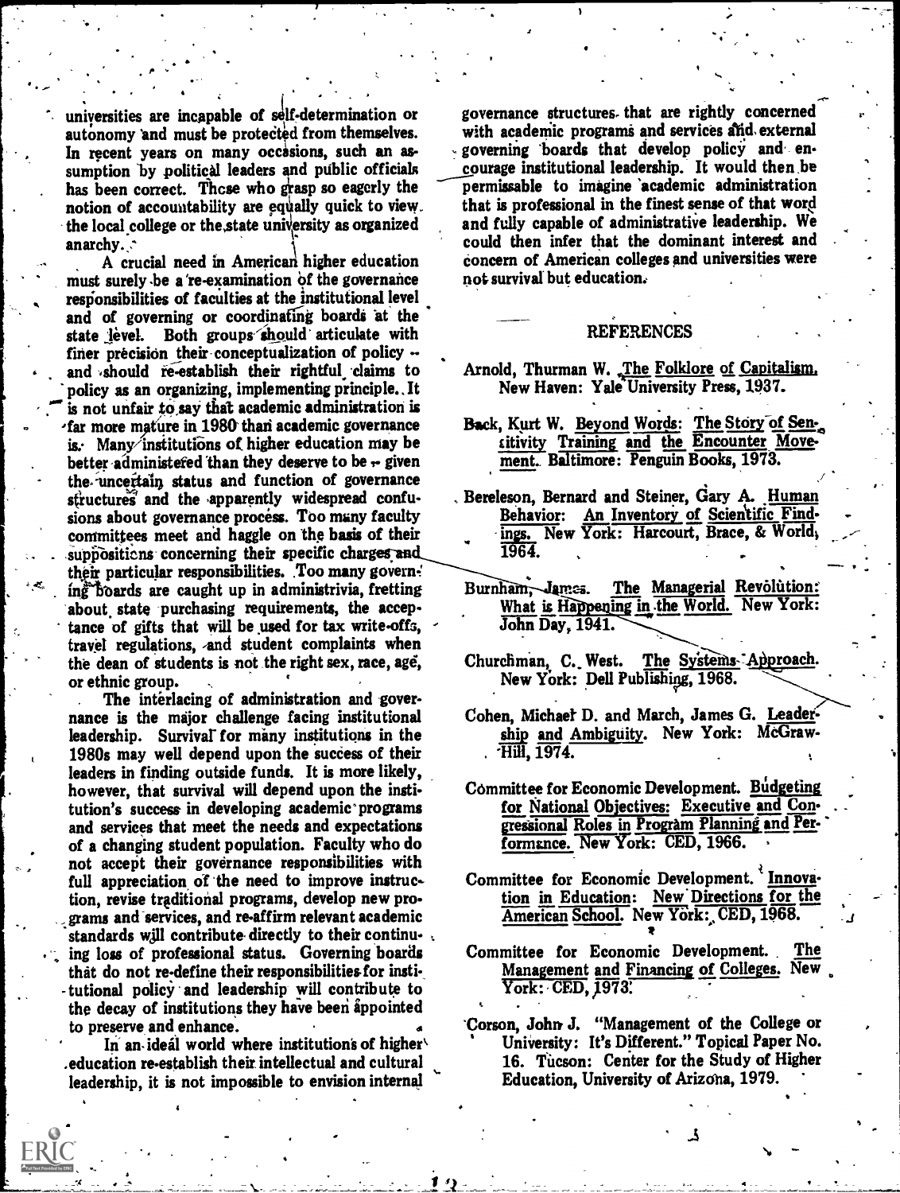universities are incapable of self-determination or autonomy and must be protected from themselves. In recent years on many occasions, such an assumption by political leaders and public officials has been correct. These who grasp so eagerly the notion of accountability are equally quick to view the local college or the state university as organized anarchy.

A crucial need in American higher education must surely be a re-examination of the governance responsibilities of faculties at the institutional level and of governing or coordinating boards at the state level. Both groups should articulate with finer precision their conceptualization of policy -- and should re-establish their rightful claims to policy as an organizing, implementing principle. It is not unfair to say that academic administration is far more mature in 1980 than academic governance is. Many institutions of higher education may be better administered than they deserve to be -- given the uncertain status and function of governance structures and the apparently widespread confusions about governance process. Too many faculty committees meet and haggle on the basis of their suppositions concerning their specific charges and their particular responsibilities. Too many governing boards are caught up in administrivia, fretting about state purchasing requirements, the acceptance of gifts that will be used for tax write-offs, travel regulations, and student complaints when the dean of students is not the right sex, race, age, or ethnic group.

The interlacing of administration and governance is the major challenge facing institutional leadership. Survival for many institutions in the 1980s may well depend upon the success of their leaders in finding outside funds. It is more likely, however, that survival will depend upon the institution's success in developing academic programs and services that meet the needs and expectations of a changing student population. Faculty who do not accept their governance responsibilities with full appreciation of the need to improve instruction, revise traditional programs, develop new programs and services, and re-affirm relevant academic standards will contribute directly to their continuing loss of professional status. Governing boards that do not re-define their responsibilities for institutional policy and leadership will contribute to the decay of institutions they have been appointed to preserve and enhance.

In an ideal world where institutions of higher education re-establish their intellectual and cultural leadership, it is not impossible to envision internal governance structures that are rightly concerned with academic programs and services and external governing boards that develop policy and encourage institutional leadership. It would then be permissable to imagine academic administration that is professional in the finest sense of that word and fully capable of administrative leadership. We could then infer that the dominant interest and concern of American colleges and universities were not survival but education.

## REFERENCES

Arnold, Thurman W. The Folklore of Capitalism. New Haven: Yale University Press, 1937.

Back, Kurt W. Beyond Words: The Story of Sensitivity Training and the Encounter Movement. Baltimore: Penguin Books, 1973.

Bereleson, Bernard and Steiner, Gary A. Human Behavior: An Inventory of Scientific Findings. New York: Harcourt, Brace, & World, 1964.

Burnham, James. The Managerial Revolution: What is Happening in the World. New York: John Day, 1941.

Churchman, C. West. The Systems Approach. New York: Dell Publishing, 1968.

Cohen, Michael D. and March, James G. Leadership and Ambiguity. New York: McGraw-Hill, 1974.

Committee for Economic Development. Budgeting for National Objectives: Executive and Congressional Roles in Program Planning and Performance. New York: CED, 1966.

Committee for Economic Development. Innovation in Education: New Directions for the American School. New York: CED, 1968.

Committee for Economic Development. The Management and Financing of Colleges. New York: CED, 1973.

Corson, John J. "Management of the College or University: It's Different." Topical Paper No. 16. Tucson: Center for the Study of Higher Education, University of Arizona, 1979.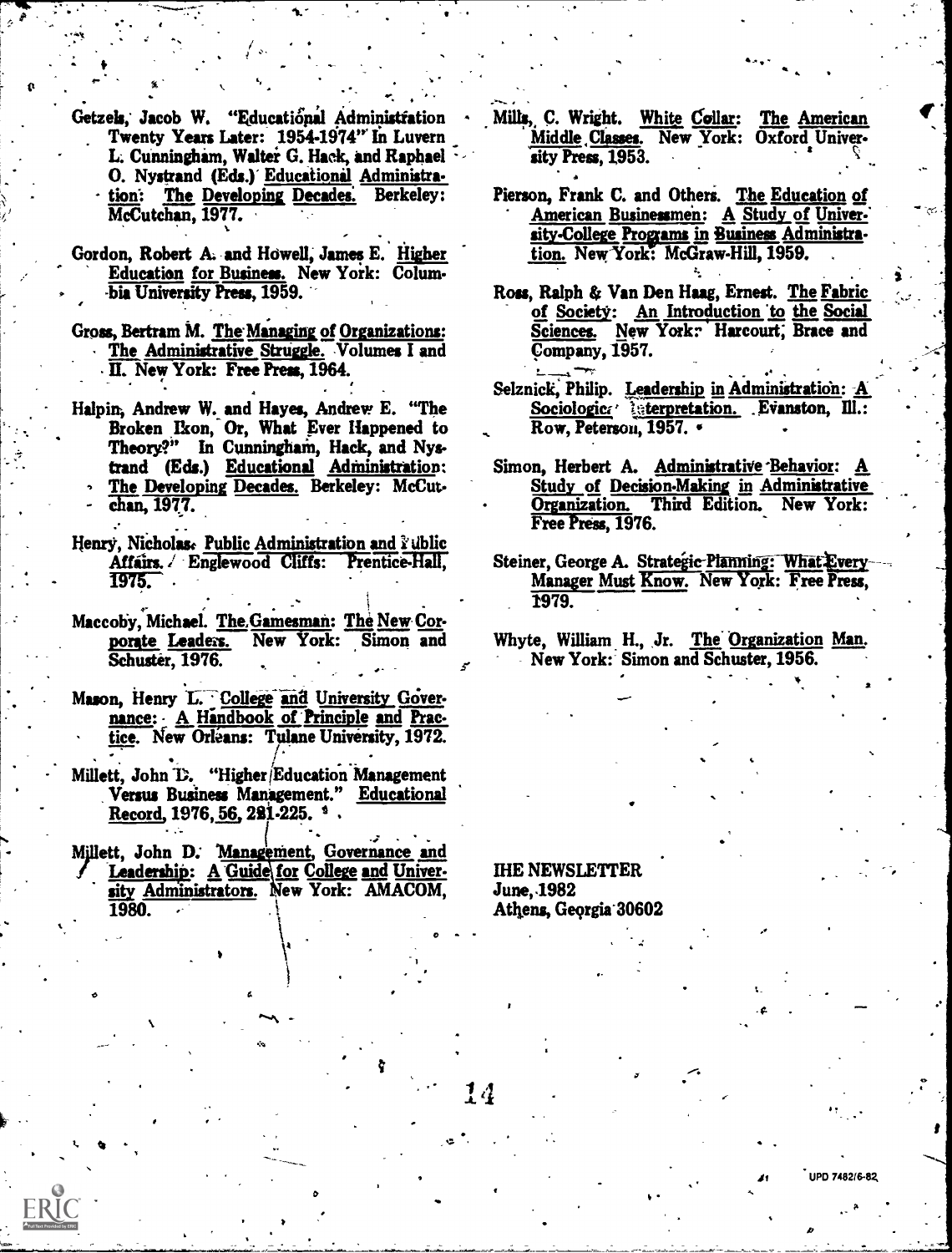Getzels, Jacob W. "Educational Administration Twenty Years Later: 1954-1974" In Luvern L. Cunningham, Walter G. Hack, and Raphael O. Nystrand (Eds.) Educational Administration: The Developing Decades. Berkeley: McCutchan, 1977.

Gordon, Robert A. and Howell, James E. Higher Education for Business. New York: Columbia University Press, 1959.

Gross, Bertram M. The Managing of Organizations: The Administrative Struggle. Volumes I and II. New York: Free Press, 1964.

Halpin, Andrew W. and Hayes, Andrew E. "The Broken Ikon, Or, What Ever Happened to Theory?" In Cunningham, Hack, and Nystrand (Eds.) Educational Administration: The Developing Decades. Berkeley: McCutchan, 1977.

Henry, Nicholas. Public Administration and Public Affairs. Englewood Cliffs: Prentice-Hall, 1975.

Maccoby, Michael. The Gamesman: The New Corporate Leaders. New York: Simon and Schuster, 1976.

Mason, Henry L. College and University Governance: A Handbook of Principle and Practice. New Orleans: Tulane University, 1972.

Millett, John D. "Higher Education Management Versus Business Management." Educational Record, 1976, 56, 221-225.

Millett, John D. Management, Governance and Leadership: A Guide for College and University Administrators. New York: AMACOM, 1980.

Mills, C. Wright. White Collar: The American Middle Classes. New York: Oxford University Press, 1953.

Pierson, Frank C. and Others. The Education of American Businessmen: A Study of University-College Programs in Business Administration. New York: McGraw-Hill, 1959.

Ross, Ralph & Van Den Haag, Ernest. The Fabric of Society: An Introduction to the Social Sciences. New York: Harcourt, Brace and Company, 1957.

Selznick, Philip. Leadership in Administration: A Sociological Interpretation. Evanston, Ill.: Row, Peterson, 1957.

Simon, Herbert A. Administrative Behavior: A Study of Decision-Making in Administrative Organization. Third Edition. New York: Free Press, 1976.

Steiner, George A. Strategic Planning: What Every Manager Must Know. New York: Free Press, 1979.

Whyte, William H., Jr. The Organization Man. New York: Simon and Schuster, 1956.

IHE NEWSLETTER
June, 1982
Athens, Georgia 30602

UPD 7482/6-82